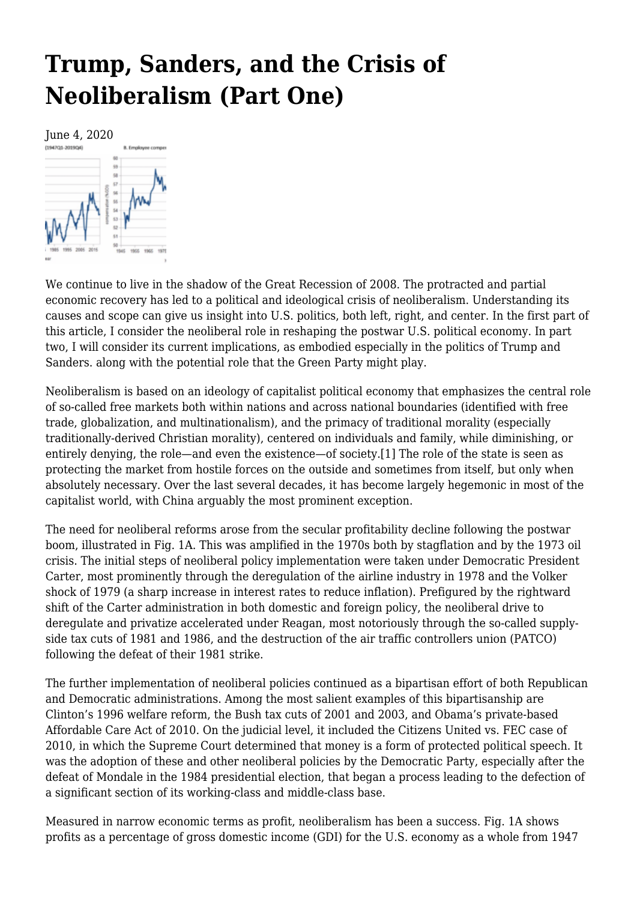# Trump, Sanders, and the Crisis of Neoliberalism (Part One)

June 4, 2020

We continue to live in the shadow of the Great Recession of 2008. The protracted and partial economic recovery has led to a political and ideological crisis of neoliberalism. Understanding its causes and scope can give us insight into U.S. politics, both left, right, and center. In the first part of this article, I consider the neoliberal role in reshaping the postwar U.S. political economy. In part two, I will consider its current implications, as embodied especially in the politics of Trump and Sanders. along with the potential role that the Green Party might play.

Neoliberalism is based on an ideology of capitalist political economy that emphasizes the central role of so-called free markets both within nations and across national boundaries (identified with free trade, globalization, and multinationalism), and the primacy of traditional morality (especially traditionally-derived Christian morality), centered on individuals and family, while diminishing, or entirely denying, the role—and even the existence—of society.[1] The role of the state is seen as protecting the market from hostile forces on the outside and sometimes from itself, but only when absolutely necessary. Over the last several decades, it has become largely hegemonic in most of the capitalist world, with China arguably the most prominent exception.

The need for neoliberal reforms arose from the secular profitability decline following the postwar boom, illustrated in Fig. 1A. This was amplified in the 1970s both by stagflation and by the 1973 oil crisis. The initial steps of neoliberal policy implementation were taken under Democratic President Carter, most prominently through the deregulation of the airline industry in 1978 and the Volker shock of 1979 (a sharp increase in interest rates to reduce inflation). Prefigured by the rightward shift of the Carter administration in both domestic and foreign policy, the neoliberal drive to deregulate and privatize accelerated under Reagan, most notoriously through the so-called supply-side tax cuts of 1981 and 1986, and the destruction of the air traffic controllers union (PATCO) following the defeat of their 1981 strike.

The further implementation of neoliberal policies continued as a bipartisan effort of both Republican and Democratic administrations. Among the most salient examples of this bipartisanship are Clinton's 1996 welfare reform, the Bush tax cuts of 2001 and 2003, and Obama's private-based Affordable Care Act of 2010. On the judicial level, it included the Citizens United vs. FEC case of 2010, in which the Supreme Court determined that money is a form of protected political speech. It was the adoption of these and other neoliberal policies by the Democratic Party, especially after the defeat of Mondale in the 1984 presidential election, that began a process leading to the defection of a significant section of its working-class and middle-class base.

Measured in narrow economic terms as profit, neoliberalism has been a success. Fig. 1A shows profits as a percentage of gross domestic income (GDI) for the U.S. economy as a whole from 1947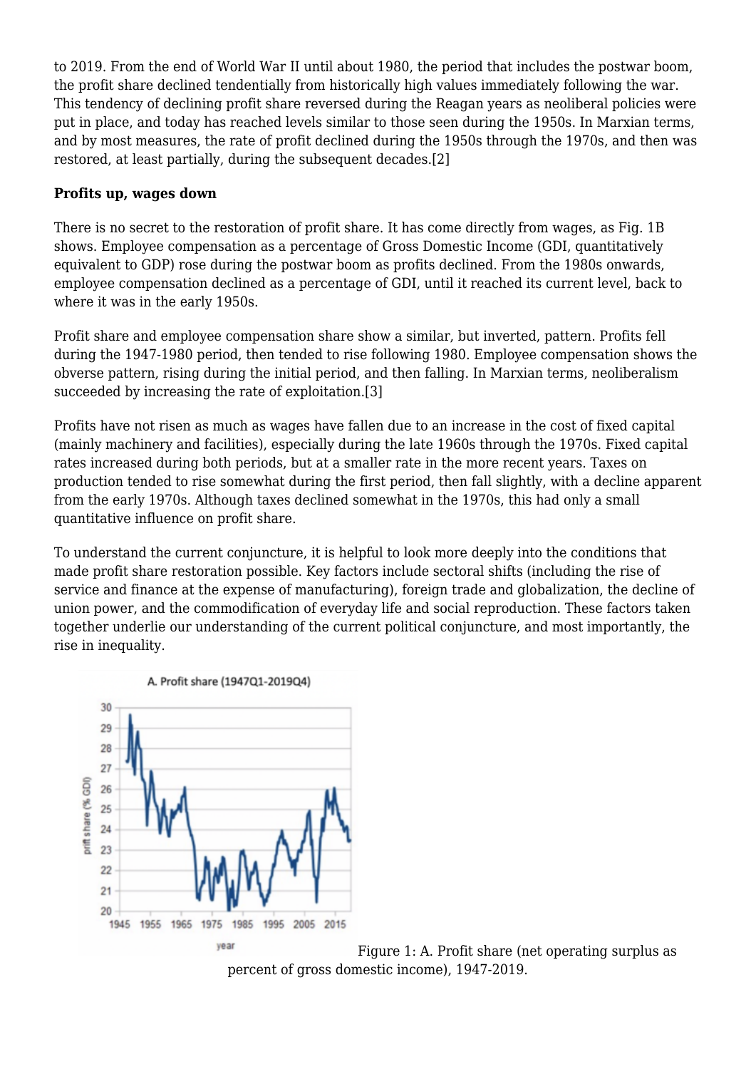to 2019. From the end of World War II until about 1980, the period that includes the postwar boom, the profit share declined tendentially from historically high values immediately following the war. This tendency of declining profit share reversed during the Reagan years as neoliberal policies were put in place, and today has reached levels similar to those seen during the 1950s. In Marxian terms, and by most measures, the rate of profit declined during the 1950s through the 1970s, and then was restored, at least partially, during the subsequent decades.[2]

**Profits up, wages down**

There is no secret to the restoration of profit share. It has come directly from wages, as Fig. 1B shows. Employee compensation as a percentage of Gross Domestic Income (GDI, quantitatively equivalent to GDP) rose during the postwar boom as profits declined. From the 1980s onwards, employee compensation declined as a percentage of GDI, until it reached its current level, back to where it was in the early 1950s.

Profit share and employee compensation share show a similar, but inverted, pattern. Profits fell during the 1947-1980 period, then tended to rise following 1980. Employee compensation shows the obverse pattern, rising during the initial period, and then falling. In Marxian terms, neoliberalism succeeded by increasing the rate of exploitation.[3]

Profits have not risen as much as wages have fallen due to an increase in the cost of fixed capital (mainly machinery and facilities), especially during the late 1960s through the 1970s. Fixed capital rates increased during both periods, but at a smaller rate in the more recent years. Taxes on production tended to rise somewhat during the first period, then fall slightly, with a decline apparent from the early 1970s. Although taxes declined somewhat in the 1970s, this had only a small quantitative influence on profit share.

To understand the current conjuncture, it is helpful to look more deeply into the conditions that made profit share restoration possible. Key factors include sectoral shifts (including the rise of service and finance at the expense of manufacturing), foreign trade and globalization, the decline of union power, and the commodification of everyday life and social reproduction. These factors taken together underlie our understanding of the current political conjuncture, and most importantly, the rise in inequality.

Figure 1: A. Profit share (net operating surplus as percent of gross domestic income), 1947-2019.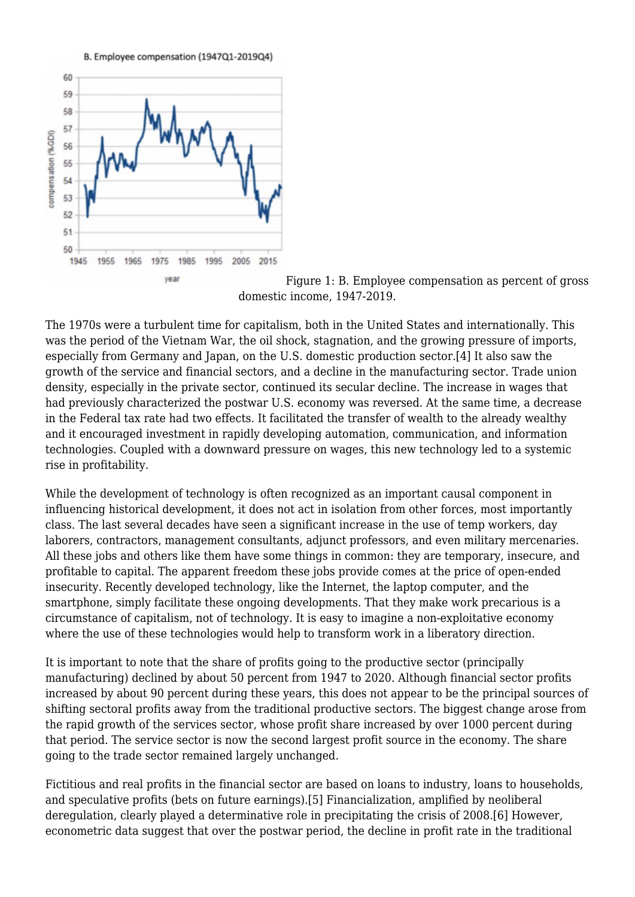Figure 1: B. Employee compensation as percent of gross domestic income, 1947-2019.

The 1970s were a turbulent time for capitalism, both in the United States and internationally. This was the period of the Vietnam War, the oil shock, stagnation, and the growing pressure of imports, especially from Germany and Japan, on the U.S. domestic production sector.[4] It also saw the growth of the service and financial sectors, and a decline in the manufacturing sector. Trade union density, especially in the private sector, continued its secular decline. The increase in wages that had previously characterized the postwar U.S. economy was reversed. At the same time, a decrease in the Federal tax rate had two effects. It facilitated the transfer of wealth to the already wealthy and it encouraged investment in rapidly developing automation, communication, and information technologies. Coupled with a downward pressure on wages, this new technology led to a systemic rise in profitability.

While the development of technology is often recognized as an important causal component in influencing historical development, it does not act in isolation from other forces, most importantly class. The last several decades have seen a significant increase in the use of temp workers, day laborers, contractors, management consultants, adjunct professors, and even military mercenaries. All these jobs and others like them have some things in common: they are temporary, insecure, and profitable to capital. The apparent freedom these jobs provide comes at the price of open-ended insecurity. Recently developed technology, like the Internet, the laptop computer, and the smartphone, simply facilitate these ongoing developments. That they make work precarious is a circumstance of capitalism, not of technology. It is easy to imagine a non-exploitative economy where the use of these technologies would help to transform work in a liberatory direction.

It is important to note that the share of profits going to the productive sector (principally manufacturing) declined by about 50 percent from 1947 to 2020. Although financial sector profits increased by about 90 percent during these years, this does not appear to be the principal sources of shifting sectoral profits away from the traditional productive sectors. The biggest change arose from the rapid growth of the services sector, whose profit share increased by over 1000 percent during that period. The service sector is now the second largest profit source in the economy. The share going to the trade sector remained largely unchanged.

Fictitious and real profits in the financial sector are based on loans to industry, loans to households, and speculative profits (bets on future earnings).[5] Financialization, amplified by neoliberal deregulation, clearly played a determinative role in precipitating the crisis of 2008.[6] However, econometric data suggest that over the postwar period, the decline in profit rate in the traditional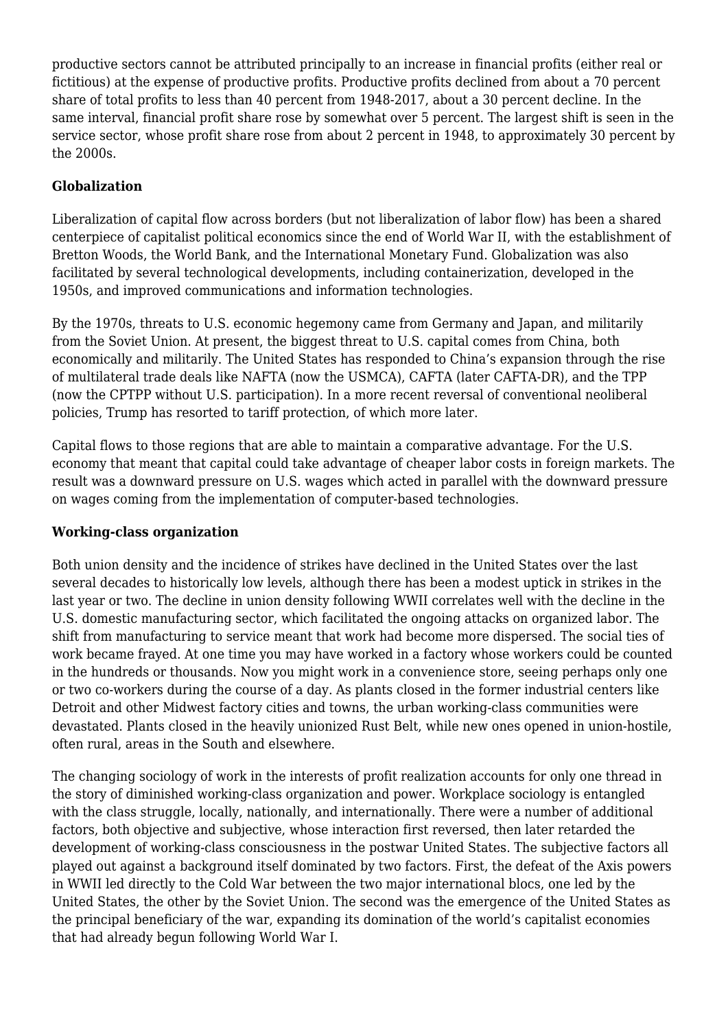productive sectors cannot be attributed principally to an increase in financial profits (either real or fictitious) at the expense of productive profits. Productive profits declined from about a 70 percent share of total profits to less than 40 percent from 1948-2017, about a 30 percent decline. In the same interval, financial profit share rose by somewhat over 5 percent. The largest shift is seen in the service sector, whose profit share rose from about 2 percent in 1948, to approximately 30 percent by the 2000s.

**Globalization**

Liberalization of capital flow across borders (but not liberalization of labor flow) has been a shared centerpiece of capitalist political economics since the end of World War II, with the establishment of Bretton Woods, the World Bank, and the International Monetary Fund. Globalization was also facilitated by several technological developments, including containerization, developed in the 1950s, and improved communications and information technologies.

By the 1970s, threats to U.S. economic hegemony came from Germany and Japan, and militarily from the Soviet Union. At present, the biggest threat to U.S. capital comes from China, both economically and militarily. The United States has responded to China's expansion through the rise of multilateral trade deals like NAFTA (now the USMCA), CAFTA (later CAFTA-DR), and the TPP (now the CPTPP without U.S. participation). In a more recent reversal of conventional neoliberal policies, Trump has resorted to tariff protection, of which more later.

Capital flows to those regions that are able to maintain a comparative advantage. For the U.S. economy that meant that capital could take advantage of cheaper labor costs in foreign markets. The result was a downward pressure on U.S. wages which acted in parallel with the downward pressure on wages coming from the implementation of computer-based technologies.

**Working-class organization**

Both union density and the incidence of strikes have declined in the United States over the last several decades to historically low levels, although there has been a modest uptick in strikes in the last year or two. The decline in union density following WWII correlates well with the decline in the U.S. domestic manufacturing sector, which facilitated the ongoing attacks on organized labor. The shift from manufacturing to service meant that work had become more dispersed. The social ties of work became frayed. At one time you may have worked in a factory whose workers could be counted in the hundreds or thousands. Now you might work in a convenience store, seeing perhaps only one or two co-workers during the course of a day. As plants closed in the former industrial centers like Detroit and other Midwest factory cities and towns, the urban working-class communities were devastated. Plants closed in the heavily unionized Rust Belt, while new ones opened in union-hostile, often rural, areas in the South and elsewhere.

The changing sociology of work in the interests of profit realization accounts for only one thread in the story of diminished working-class organization and power. Workplace sociology is entangled with the class struggle, locally, nationally, and internationally. There were a number of additional factors, both objective and subjective, whose interaction first reversed, then later retarded the development of working-class consciousness in the postwar United States. The subjective factors all played out against a background itself dominated by two factors. First, the defeat of the Axis powers in WWII led directly to the Cold War between the two major international blocs, one led by the United States, the other by the Soviet Union. The second was the emergence of the United States as the principal beneficiary of the war, expanding its domination of the world's capitalist economies that had already begun following World War I.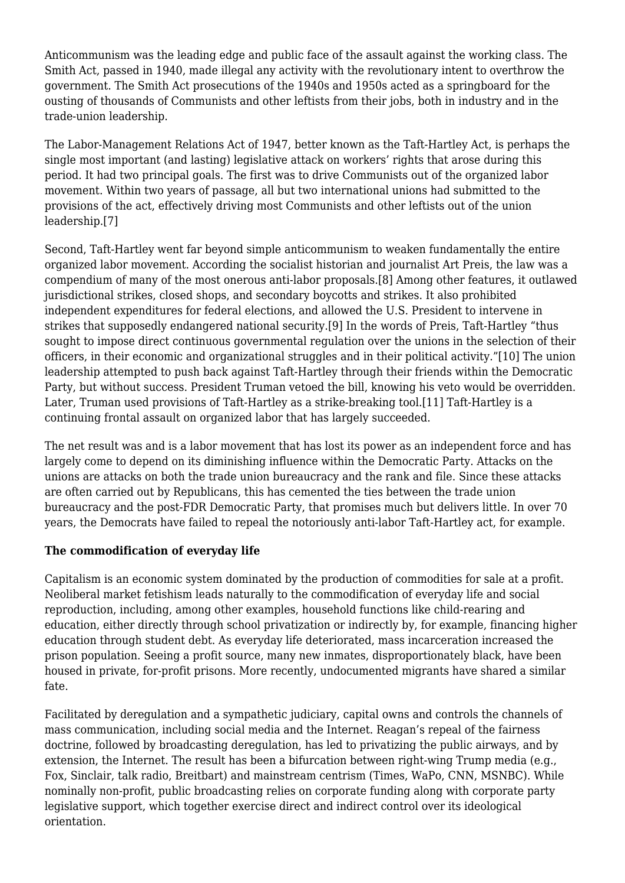Anticommunism was the leading edge and public face of the assault against the working class. The Smith Act, passed in 1940, made illegal any activity with the revolutionary intent to overthrow the government. The Smith Act prosecutions of the 1940s and 1950s acted as a springboard for the ousting of thousands of Communists and other leftists from their jobs, both in industry and in the trade-union leadership.

The Labor-Management Relations Act of 1947, better known as the Taft-Hartley Act, is perhaps the single most important (and lasting) legislative attack on workers' rights that arose during this period. It had two principal goals. The first was to drive Communists out of the organized labor movement. Within two years of passage, all but two international unions had submitted to the provisions of the act, effectively driving most Communists and other leftists out of the union leadership.[7]

Second, Taft-Hartley went far beyond simple anticommunism to weaken fundamentally the entire organized labor movement. According the socialist historian and journalist Art Preis, the law was a compendium of many of the most onerous anti-labor proposals.[8] Among other features, it outlawed jurisdictional strikes, closed shops, and secondary boycotts and strikes. It also prohibited independent expenditures for federal elections, and allowed the U.S. President to intervene in strikes that supposedly endangered national security.[9] In the words of Preis, Taft-Hartley "thus sought to impose direct continuous governmental regulation over the unions in the selection of their officers, in their economic and organizational struggles and in their political activity."[10] The union leadership attempted to push back against Taft-Hartley through their friends within the Democratic Party, but without success. President Truman vetoed the bill, knowing his veto would be overridden. Later, Truman used provisions of Taft-Hartley as a strike-breaking tool.[11] Taft-Hartley is a continuing frontal assault on organized labor that has largely succeeded.

The net result was and is a labor movement that has lost its power as an independent force and has largely come to depend on its diminishing influence within the Democratic Party. Attacks on the unions are attacks on both the trade union bureaucracy and the rank and file. Since these attacks are often carried out by Republicans, this has cemented the ties between the trade union bureaucracy and the post-FDR Democratic Party, that promises much but delivers little. In over 70 years, the Democrats have failed to repeal the notoriously anti-labor Taft-Hartley act, for example.

**The commodification of everyday life**

Capitalism is an economic system dominated by the production of commodities for sale at a profit. Neoliberal market fetishism leads naturally to the commodification of everyday life and social reproduction, including, among other examples, household functions like child-rearing and education, either directly through school privatization or indirectly by, for example, financing higher education through student debt. As everyday life deteriorated, mass incarceration increased the prison population. Seeing a profit source, many new inmates, disproportionately black, have been housed in private, for-profit prisons. More recently, undocumented migrants have shared a similar fate.

Facilitated by deregulation and a sympathetic judiciary, capital owns and controls the channels of mass communication, including social media and the Internet. Reagan's repeal of the fairness doctrine, followed by broadcasting deregulation, has led to privatizing the public airways, and by extension, the Internet. The result has been a bifurcation between right-wing Trump media (e.g., Fox, Sinclair, talk radio, Breitbart) and mainstream centrism (Times, WaPo, CNN, MSNBC). While nominally non-profit, public broadcasting relies on corporate funding along with corporate party legislative support, which together exercise direct and indirect control over its ideological orientation.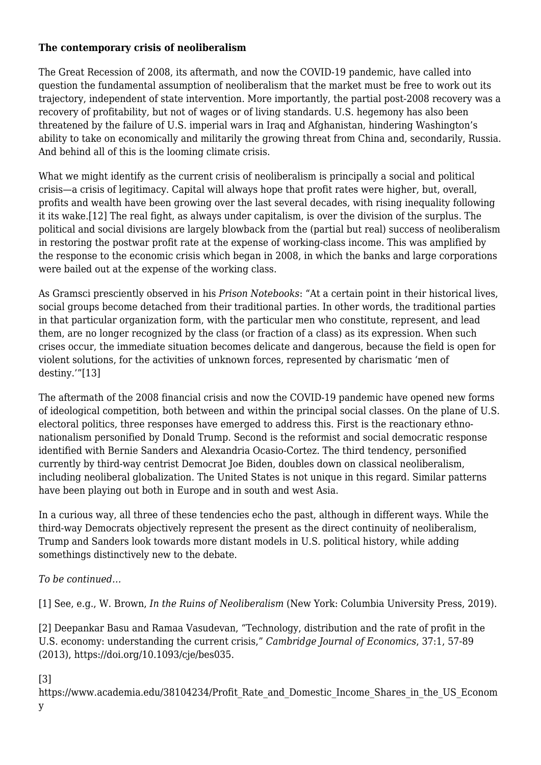**The contemporary crisis of neoliberalism**

The Great Recession of 2008, its aftermath, and now the COVID-19 pandemic, have called into question the fundamental assumption of neoliberalism that the market must be free to work out its trajectory, independent of state intervention. More importantly, the partial post-2008 recovery was a recovery of profitability, but not of wages or of living standards. U.S. hegemony has also been threatened by the failure of U.S. imperial wars in Iraq and Afghanistan, hindering Washington's ability to take on economically and militarily the growing threat from China and, secondarily, Russia. And behind all of this is the looming climate crisis.

What we might identify as the current crisis of neoliberalism is principally a social and political crisis—a crisis of legitimacy. Capital will always hope that profit rates were higher, but, overall, profits and wealth have been growing over the last several decades, with rising inequality following it its wake.[12] The real fight, as always under capitalism, is over the division of the surplus. The political and social divisions are largely blowback from the (partial but real) success of neoliberalism in restoring the postwar profit rate at the expense of working-class income. This was amplified by the response to the economic crisis which began in 2008, in which the banks and large corporations were bailed out at the expense of the working class.

As Gramsci presciently observed in his *Prison Notebooks*: "At a certain point in their historical lives, social groups become detached from their traditional parties. In other words, the traditional parties in that particular organization form, with the particular men who constitute, represent, and lead them, are no longer recognized by the class (or fraction of a class) as its expression. When such crises occur, the immediate situation becomes delicate and dangerous, because the field is open for violent solutions, for the activities of unknown forces, represented by charismatic 'men of destiny.'"[13]

The aftermath of the 2008 financial crisis and now the COVID-19 pandemic have opened new forms of ideological competition, both between and within the principal social classes. On the plane of U.S. electoral politics, three responses have emerged to address this. First is the reactionary ethno-nationalism personified by Donald Trump. Second is the reformist and social democratic response identified with Bernie Sanders and Alexandria Ocasio-Cortez. The third tendency, personified currently by third-way centrist Democrat Joe Biden, doubles down on classical neoliberalism, including neoliberal globalization. The United States is not unique in this regard. Similar patterns have been playing out both in Europe and in south and west Asia.

In a curious way, all three of these tendencies echo the past, although in different ways. While the third-way Democrats objectively represent the present as the direct continuity of neoliberalism, Trump and Sanders look towards more distant models in U.S. political history, while adding somethings distinctively new to the debate.

*To be continued…*

[1] See, e.g., W. Brown, *In the Ruins of Neoliberalism* (New York: Columbia University Press, 2019).

[2] Deepankar Basu and Ramaa Vasudevan, "Technology, distribution and the rate of profit in the U.S. economy: understanding the current crisis," *Cambridge Journal of Economics*, 37:1, 57-89 (2013), https://doi.org/10.1093/cje/bes035.

[3] https://www.academia.edu/38104234/Profit_Rate_and_Domestic_Income_Shares_in_the_US_Economy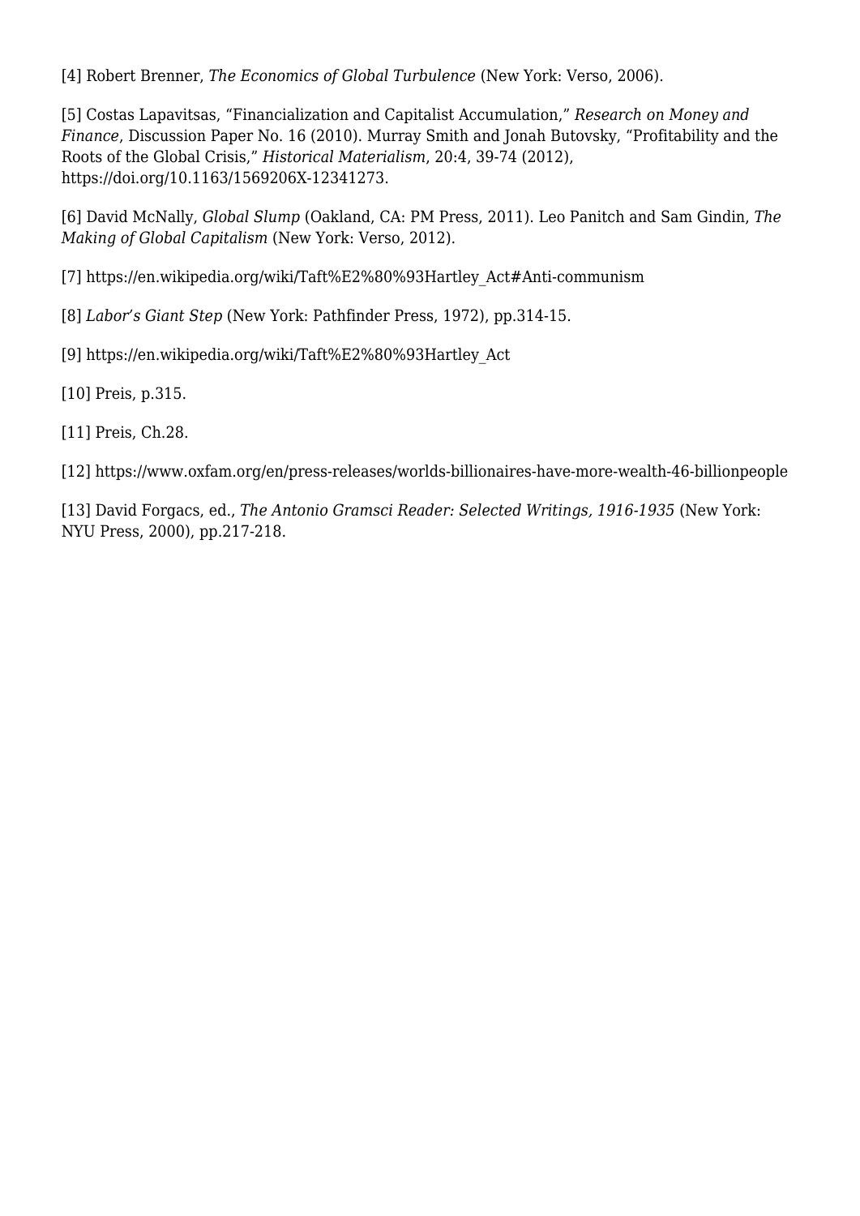[4] Robert Brenner, *The Economics of Global Turbulence* (New York: Verso, 2006).

[5] Costas Lapavitsas, "Financialization and Capitalist Accumulation," *Research on Money and Finance*, Discussion Paper No. 16 (2010). Murray Smith and Jonah Butovsky, "Profitability and the Roots of the Global Crisis," *Historical Materialism*, 20:4, 39-74 (2012), https://doi.org/10.1163/1569206X-12341273.

[6] David McNally, *Global Slump* (Oakland, CA: PM Press, 2011). Leo Panitch and Sam Gindin, *The Making of Global Capitalism* (New York: Verso, 2012).

[7] https://en.wikipedia.org/wiki/Taft%E2%80%93Hartley_Act#Anti-communism

[8] *Labor's Giant Step* (New York: Pathfinder Press, 1972), pp.314-15.

[9] https://en.wikipedia.org/wiki/Taft%E2%80%93Hartley_Act

[10] Preis, p.315.

[11] Preis, Ch.28.

[12] https://www.oxfam.org/en/press-releases/worlds-billionaires-have-more-wealth-46-billionpeople

[13] David Forgacs, ed., *The Antonio Gramsci Reader: Selected Writings, 1916-1935* (New York: NYU Press, 2000), pp.217-218.